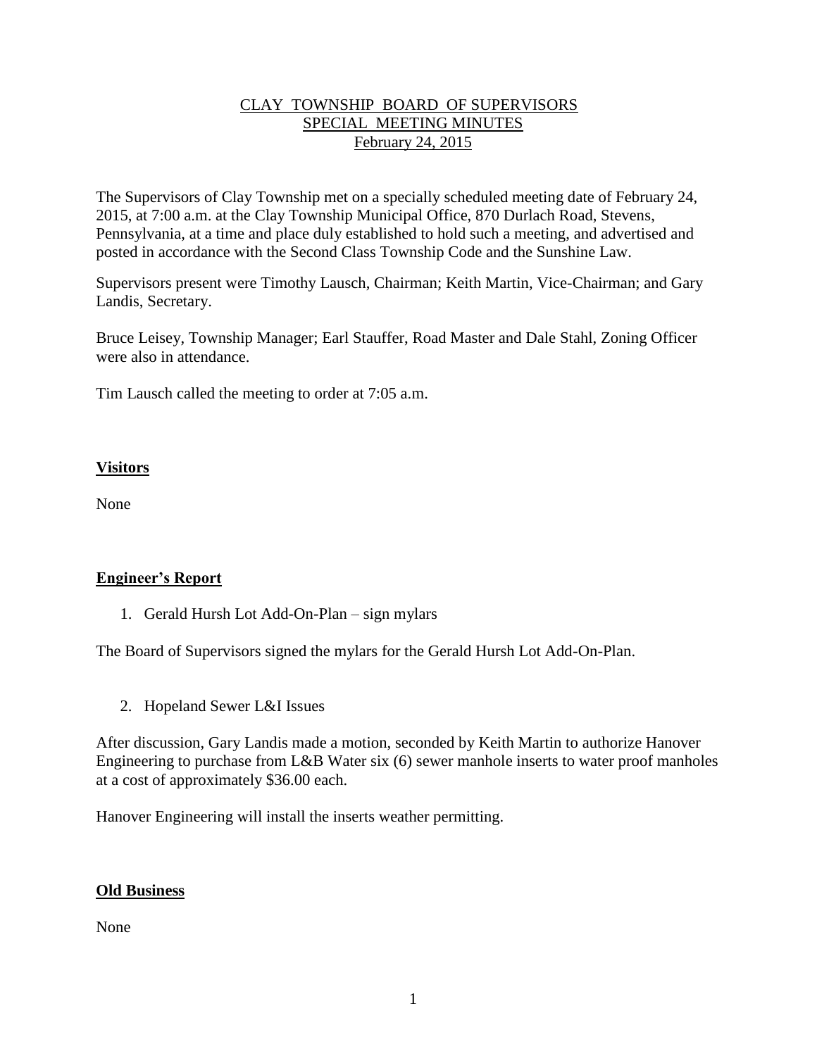# CLAY TOWNSHIP BOARD OF SUPERVISORS
## SPECIAL MEETING MINUTES
### February 24, 2015

The Supervisors of Clay Township met on a specially scheduled meeting date of February 24, 2015, at 7:00 a.m. at the Clay Township Municipal Office, 870 Durlach Road, Stevens, Pennsylvania, at a time and place duly established to hold such a meeting, and advertised and posted in accordance with the Second Class Township Code and the Sunshine Law.

Supervisors present were Timothy Lausch, Chairman; Keith Martin, Vice-Chairman; and Gary Landis, Secretary.

Bruce Leisey, Township Manager; Earl Stauffer, Road Master and Dale Stahl, Zoning Officer were also in attendance.

Tim Lausch called the meeting to order at 7:05 a.m.

**Visitors**

None

**Engineer's Report**

1. Gerald Hursh Lot Add-On-Plan – sign mylars

The Board of Supervisors signed the mylars for the Gerald Hursh Lot Add-On-Plan.

2. Hopeland Sewer L&I Issues

After discussion, Gary Landis made a motion, seconded by Keith Martin to authorize Hanover Engineering to purchase from L&B Water six (6) sewer manhole inserts to water proof manholes at a cost of approximately $36.00 each.

Hanover Engineering will install the inserts weather permitting.

**Old Business**

None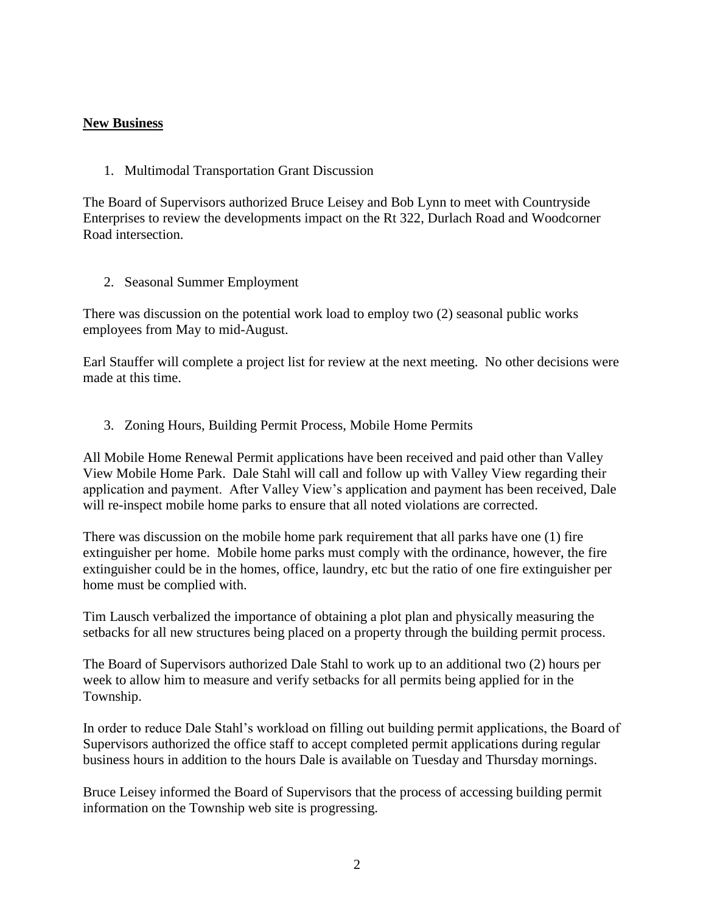**New Business**

1. Multimodal Transportation Grant Discussion

The Board of Supervisors authorized Bruce Leisey and Bob Lynn to meet with Countryside Enterprises to review the developments impact on the Rt 322, Durlach Road and Woodcorner Road intersection.

2. Seasonal Summer Employment

There was discussion on the potential work load to employ two (2) seasonal public works employees from May to mid-August.

Earl Stauffer will complete a project list for review at the next meeting. No other decisions were made at this time.

3. Zoning Hours, Building Permit Process, Mobile Home Permits

All Mobile Home Renewal Permit applications have been received and paid other than Valley View Mobile Home Park. Dale Stahl will call and follow up with Valley View regarding their application and payment. After Valley View's application and payment has been received, Dale will re-inspect mobile home parks to ensure that all noted violations are corrected.

There was discussion on the mobile home park requirement that all parks have one (1) fire extinguisher per home. Mobile home parks must comply with the ordinance, however, the fire extinguisher could be in the homes, office, laundry, etc but the ratio of one fire extinguisher per home must be complied with.

Tim Lausch verbalized the importance of obtaining a plot plan and physically measuring the setbacks for all new structures being placed on a property through the building permit process.

The Board of Supervisors authorized Dale Stahl to work up to an additional two (2) hours per week to allow him to measure and verify setbacks for all permits being applied for in the Township.

In order to reduce Dale Stahl's workload on filling out building permit applications, the Board of Supervisors authorized the office staff to accept completed permit applications during regular business hours in addition to the hours Dale is available on Tuesday and Thursday mornings.

Bruce Leisey informed the Board of Supervisors that the process of accessing building permit information on the Township web site is progressing.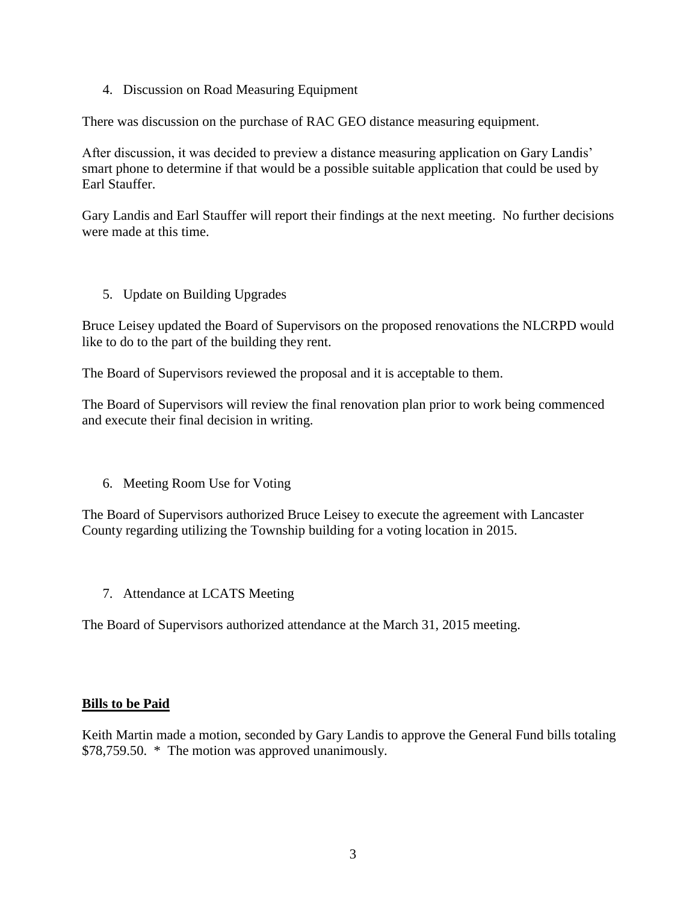4. Discussion on Road Measuring Equipment

There was discussion on the purchase of RAC GEO distance measuring equipment.

After discussion, it was decided to preview a distance measuring application on Gary Landis' smart phone to determine if that would be a possible suitable application that could be used by Earl Stauffer.

Gary Landis and Earl Stauffer will report their findings at the next meeting. No further decisions were made at this time.

5. Update on Building Upgrades

Bruce Leisey updated the Board of Supervisors on the proposed renovations the NLCRPD would like to do to the part of the building they rent.

The Board of Supervisors reviewed the proposal and it is acceptable to them.

The Board of Supervisors will review the final renovation plan prior to work being commenced and execute their final decision in writing.

6. Meeting Room Use for Voting

The Board of Supervisors authorized Bruce Leisey to execute the agreement with Lancaster County regarding utilizing the Township building for a voting location in 2015.

7. Attendance at LCATS Meeting

The Board of Supervisors authorized attendance at the March 31, 2015 meeting.

**<u>Bills to be Paid</u>**

Keith Martin made a motion, seconded by Gary Landis to approve the General Fund bills totaling $78,759.50. * The motion was approved unanimously.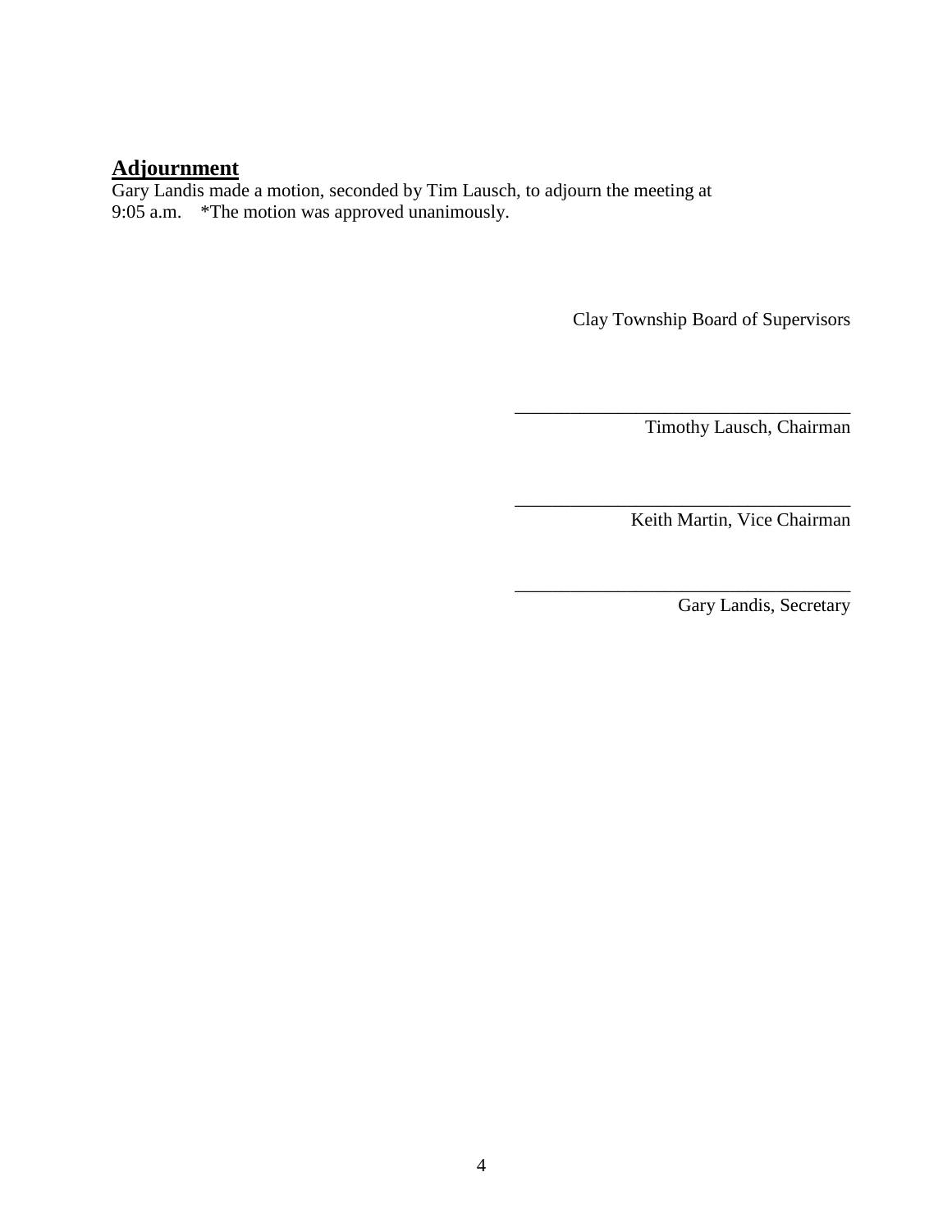## Adjournment

Gary Landis made a motion, seconded by Tim Lausch, to adjourn the meeting at 9:05 a.m. *The motion was approved unanimously.

Clay Township Board of Supervisors

_____________________________________
Timothy Lausch, Chairman

_____________________________________
Keith Martin, Vice Chairman

_____________________________________
Gary Landis, Secretary